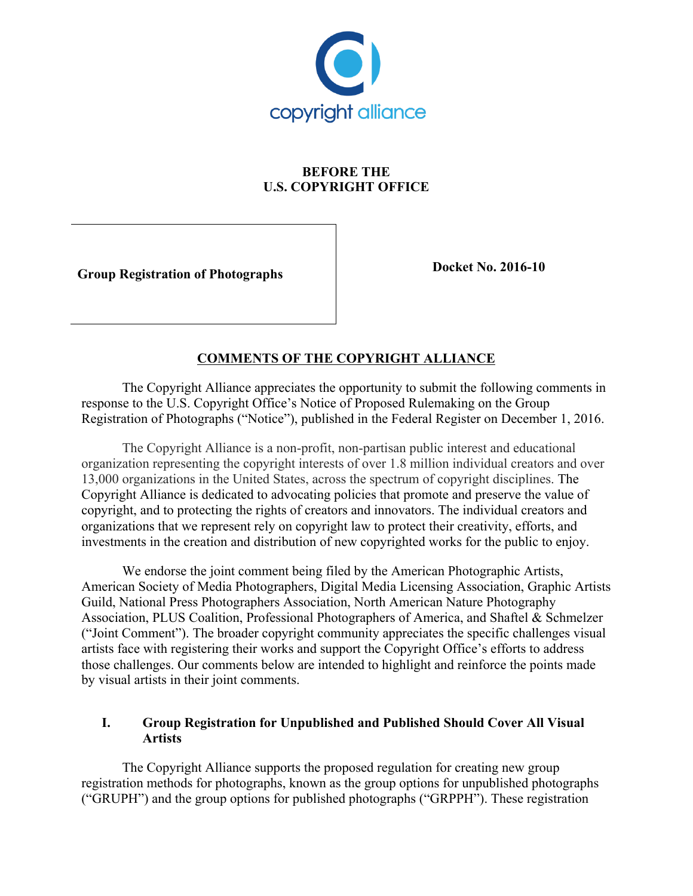copyright alliance

**BEFORE THE**
**U.S. COPYRIGHT OFFICE**

| **Group Registration of Photographs** | **Docket No. 2016-10** |
|---|---|

## COMMENTS OF THE COPYRIGHT ALLIANCE

The Copyright Alliance appreciates the opportunity to submit the following comments in response to the U.S. Copyright Office's Notice of Proposed Rulemaking on the Group Registration of Photographs ("Notice"), published in the Federal Register on December 1, 2016.

The Copyright Alliance is a non-profit, non-partisan public interest and educational organization representing the copyright interests of over 1.8 million individual creators and over 13,000 organizations in the United States, across the spectrum of copyright disciplines. The Copyright Alliance is dedicated to advocating policies that promote and preserve the value of copyright, and to protecting the rights of creators and innovators. The individual creators and organizations that we represent rely on copyright law to protect their creativity, efforts, and investments in the creation and distribution of new copyrighted works for the public to enjoy.

We endorse the joint comment being filed by the American Photographic Artists, American Society of Media Photographers, Digital Media Licensing Association, Graphic Artists Guild, National Press Photographers Association, North American Nature Photography Association, PLUS Coalition, Professional Photographers of America, and Shaftel & Schmelzer ("Joint Comment"). The broader copyright community appreciates the specific challenges visual artists face with registering their works and support the Copyright Office's efforts to address those challenges. Our comments below are intended to highlight and reinforce the points made by visual artists in their joint comments.

### I. Group Registration for Unpublished and Published Should Cover All Visual Artists

The Copyright Alliance supports the proposed regulation for creating new group registration methods for photographs, known as the group options for unpublished photographs ("GRUPH") and the group options for published photographs ("GRPPH"). These registration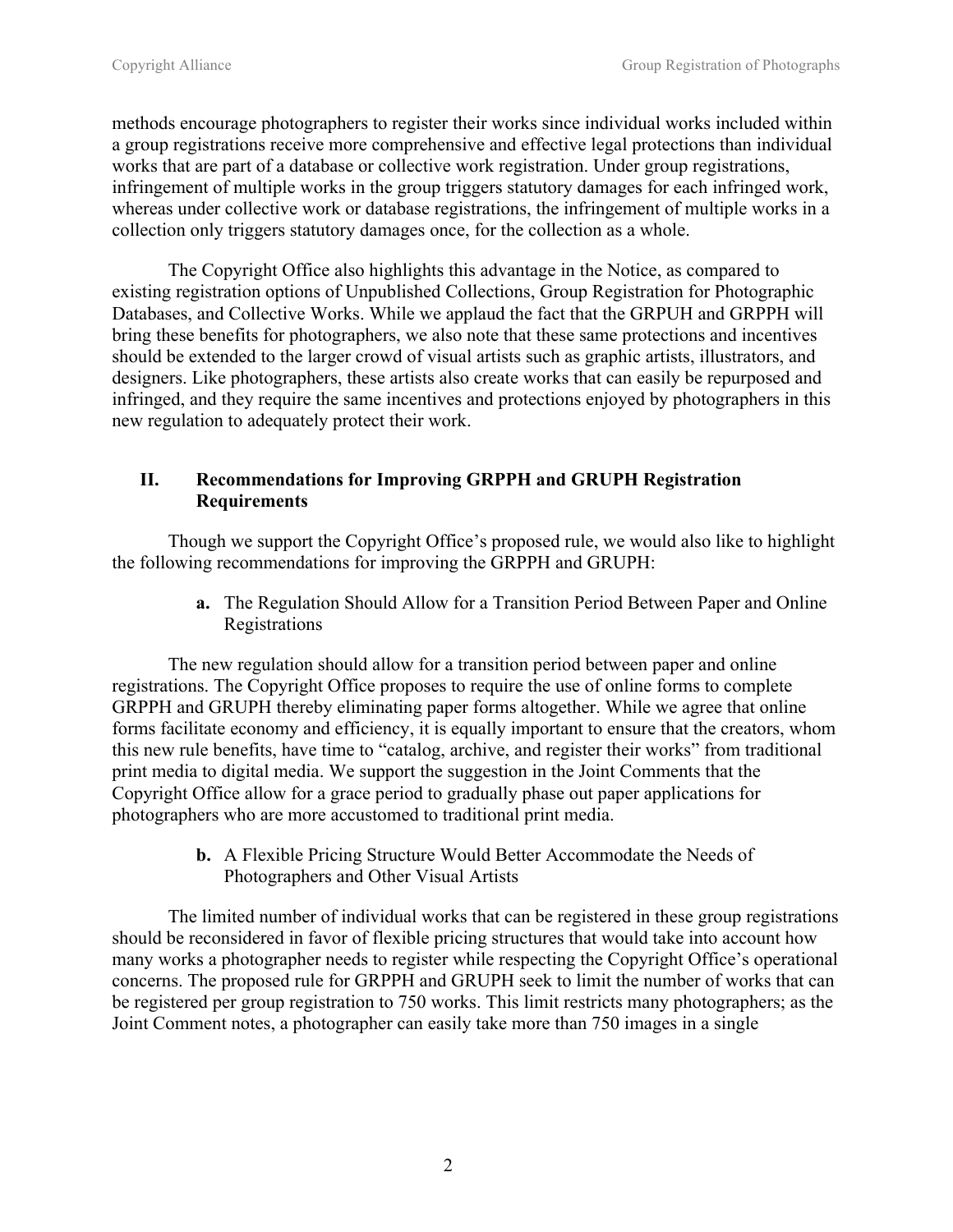methods encourage photographers to register their works since individual works included within a group registrations receive more comprehensive and effective legal protections than individual works that are part of a database or collective work registration. Under group registrations, infringement of multiple works in the group triggers statutory damages for each infringed work, whereas under collective work or database registrations, the infringement of multiple works in a collection only triggers statutory damages once, for the collection as a whole.

The Copyright Office also highlights this advantage in the Notice, as compared to existing registration options of Unpublished Collections, Group Registration for Photographic Databases, and Collective Works. While we applaud the fact that the GRPUH and GRPPH will bring these benefits for photographers, we also note that these same protections and incentives should be extended to the larger crowd of visual artists such as graphic artists, illustrators, and designers. Like photographers, these artists also create works that can easily be repurposed and infringed, and they require the same incentives and protections enjoyed by photographers in this new regulation to adequately protect their work.

## II. Recommendations for Improving GRPPH and GRUPH Registration Requirements

Though we support the Copyright Office's proposed rule, we would also like to highlight the following recommendations for improving the GRPPH and GRUPH:

### a. The Regulation Should Allow for a Transition Period Between Paper and Online Registrations

The new regulation should allow for a transition period between paper and online registrations. The Copyright Office proposes to require the use of online forms to complete GRPPH and GRUPH thereby eliminating paper forms altogether. While we agree that online forms facilitate economy and efficiency, it is equally important to ensure that the creators, whom this new rule benefits, have time to "catalog, archive, and register their works" from traditional print media to digital media. We support the suggestion in the Joint Comments that the Copyright Office allow for a grace period to gradually phase out paper applications for photographers who are more accustomed to traditional print media.

### b. A Flexible Pricing Structure Would Better Accommodate the Needs of Photographers and Other Visual Artists

The limited number of individual works that can be registered in these group registrations should be reconsidered in favor of flexible pricing structures that would take into account how many works a photographer needs to register while respecting the Copyright Office's operational concerns. The proposed rule for GRPPH and GRUPH seek to limit the number of works that can be registered per group registration to 750 works. This limit restricts many photographers; as the Joint Comment notes, a photographer can easily take more than 750 images in a single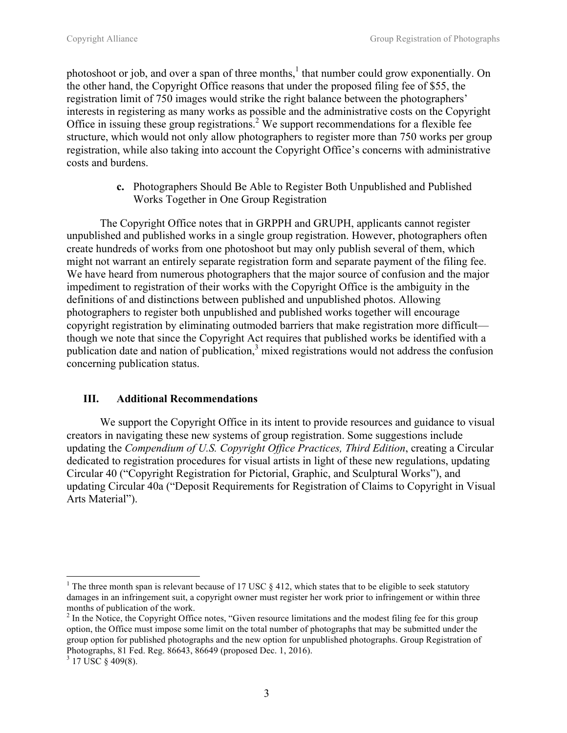photoshoot or job, and over a span of three months,[1] that number could grow exponentially. On the other hand, the Copyright Office reasons that under the proposed filing fee of $55, the registration limit of 750 images would strike the right balance between the photographers' interests in registering as many works as possible and the administrative costs on the Copyright Office in issuing these group registrations.[2] We support recommendations for a flexible fee structure, which would not only allow photographers to register more than 750 works per group registration, while also taking into account the Copyright Office's concerns with administrative costs and burdens.

### c. Photographers Should Be Able to Register Both Unpublished and Published Works Together in One Group Registration

The Copyright Office notes that in GRPPH and GRUPH, applicants cannot register unpublished and published works in a single group registration. However, photographers often create hundreds of works from one photoshoot but may only publish several of them, which might not warrant an entirely separate registration form and separate payment of the filing fee. We have heard from numerous photographers that the major source of confusion and the major impediment to registration of their works with the Copyright Office is the ambiguity in the definitions of and distinctions between published and unpublished photos. Allowing photographers to register both unpublished and published works together will encourage copyright registration by eliminating outmoded barriers that make registration more difficult—though we note that since the Copyright Act requires that published works be identified with a publication date and nation of publication,[3] mixed registrations would not address the confusion concerning publication status.

## III. Additional Recommendations

We support the Copyright Office in its intent to provide resources and guidance to visual creators in navigating these new systems of group registration. Some suggestions include updating the *Compendium of U.S. Copyright Office Practices, Third Edition*, creating a Circular dedicated to registration procedures for visual artists in light of these new regulations, updating Circular 40 ("Copyright Registration for Pictorial, Graphic, and Sculptural Works"), and updating Circular 40a ("Deposit Requirements for Registration of Claims to Copyright in Visual Arts Material").

---

[1] The three month span is relevant because of 17 USC § 412, which states that to be eligible to seek statutory damages in an infringement suit, a copyright owner must register her work prior to infringement or within three months of publication of the work.

[2] In the Notice, the Copyright Office notes, "Given resource limitations and the modest filing fee for this group option, the Office must impose some limit on the total number of photographs that may be submitted under the group option for published photographs and the new option for unpublished photographs. Group Registration of Photographs, 81 Fed. Reg. 86643, 86649 (proposed Dec. 1, 2016).

[3] 17 USC § 409(8).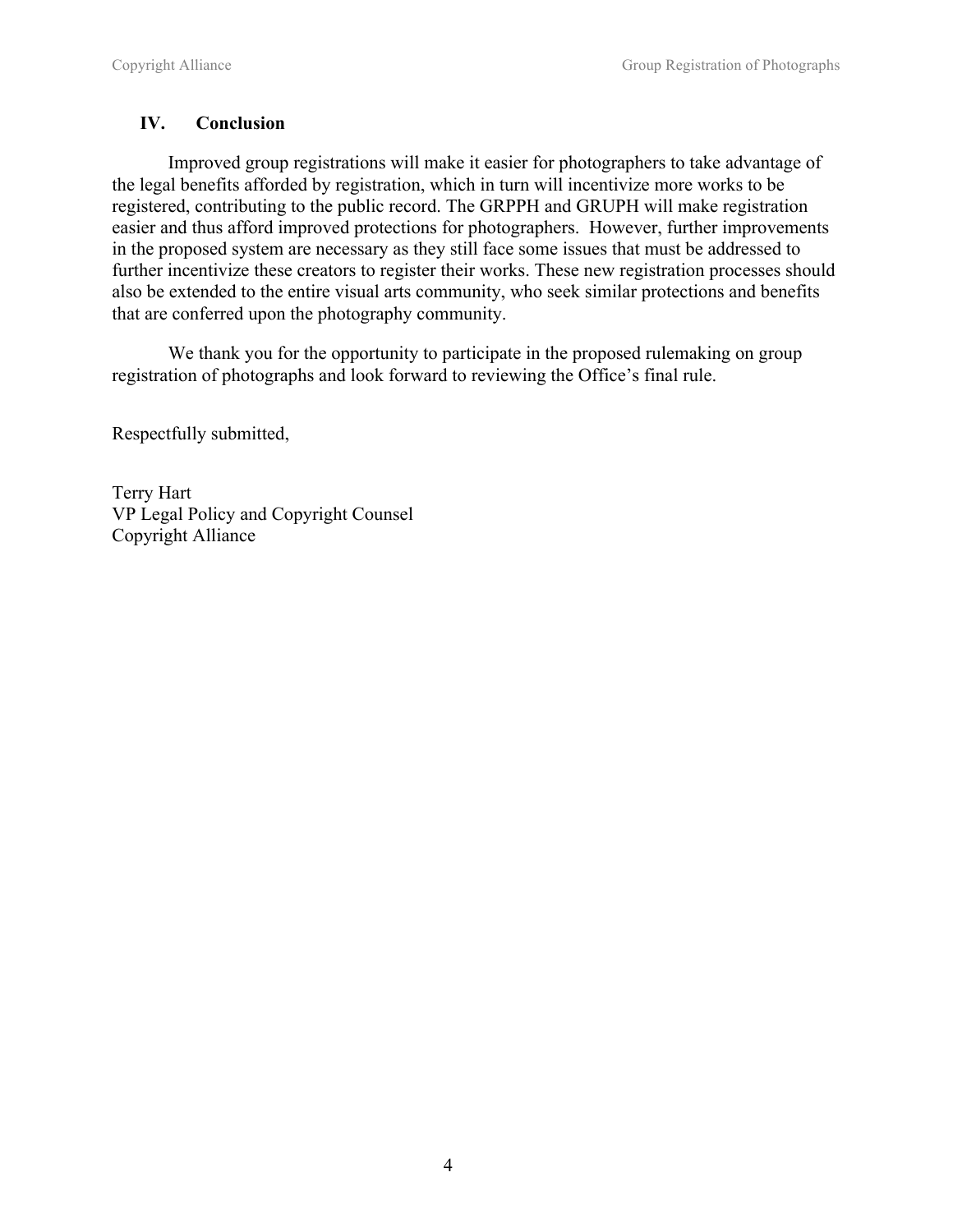## IV. Conclusion

Improved group registrations will make it easier for photographers to take advantage of the legal benefits afforded by registration, which in turn will incentivize more works to be registered, contributing to the public record. The GRPPH and GRUPH will make registration easier and thus afford improved protections for photographers. However, further improvements in the proposed system are necessary as they still face some issues that must be addressed to further incentivize these creators to register their works. These new registration processes should also be extended to the entire visual arts community, who seek similar protections and benefits that are conferred upon the photography community.

We thank you for the opportunity to participate in the proposed rulemaking on group registration of photographs and look forward to reviewing the Office's final rule.

Respectfully submitted,

Terry Hart
VP Legal Policy and Copyright Counsel
Copyright Alliance